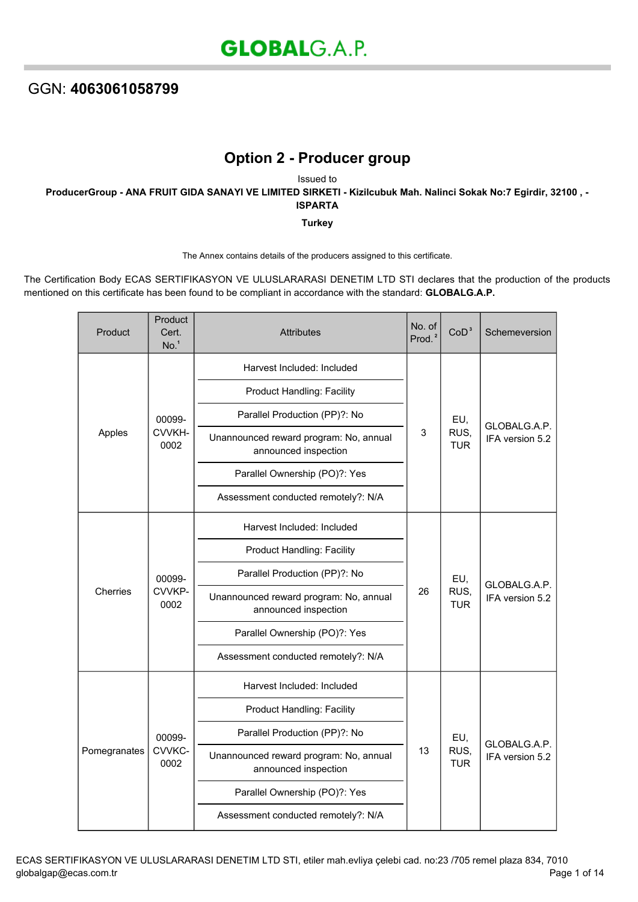# GLOBALG.A.P.

GGN: **4063061058799**

## Option 2 - Producer group

Issued to

**ProducerGroup - ANA FRUIT GIDA SANAYI VE LIMITED SIRKETI - Kizilcubuk Mah. Nalinci Sokak No:7 Egirdir, 32100 , - ISPARTA**

**Turkey**

The Annex contains details of the producers assigned to this certificate.

The Certification Body ECAS SERTIFIKASYON VE ULUSLARARASI DENETIM LTD STI declares that the production of the products mentioned on this certificate has been found to be compliant in accordance with the standard: **GLOBALG.A.P.**

| Product | Product Cert. No.[1] | Attributes | No. of Prod.[2] | CoD[3] | Schemeversion |
|---|---|---|---|---|---|
| Apples | 00099-CVVKH-0002 | Harvest Included: Included<br>Product Handling: Facility<br>Parallel Production (PP)?: No<br>Unannounced reward program: No, annual announced inspection<br>Parallel Ownership (PO)?: Yes<br>Assessment conducted remotely?: N/A | 3 | EU, RUS, TUR | GLOBALG.A.P. IFA version 5.2 |
| Cherries | 00099-CVVKP-0002 | Harvest Included: Included<br>Product Handling: Facility<br>Parallel Production (PP)?: No<br>Unannounced reward program: No, annual announced inspection<br>Parallel Ownership (PO)?: Yes<br>Assessment conducted remotely?: N/A | 26 | EU, RUS, TUR | GLOBALG.A.P. IFA version 5.2 |
| Pomegranates | 00099-CVVKC-0002 | Harvest Included: Included<br>Product Handling: Facility<br>Parallel Production (PP)?: No<br>Unannounced reward program: No, annual announced inspection<br>Parallel Ownership (PO)?: Yes<br>Assessment conducted remotely?: N/A | 13 | EU, RUS, TUR | GLOBALG.A.P. IFA version 5.2 |

ECAS SERTIFIKASYON VE ULUSLARARASI DENETIM LTD STI, etiler mah.evliya çelebi cad. no:23 /705 remel plaza 834, 7010
globalgap@ecas.com.tr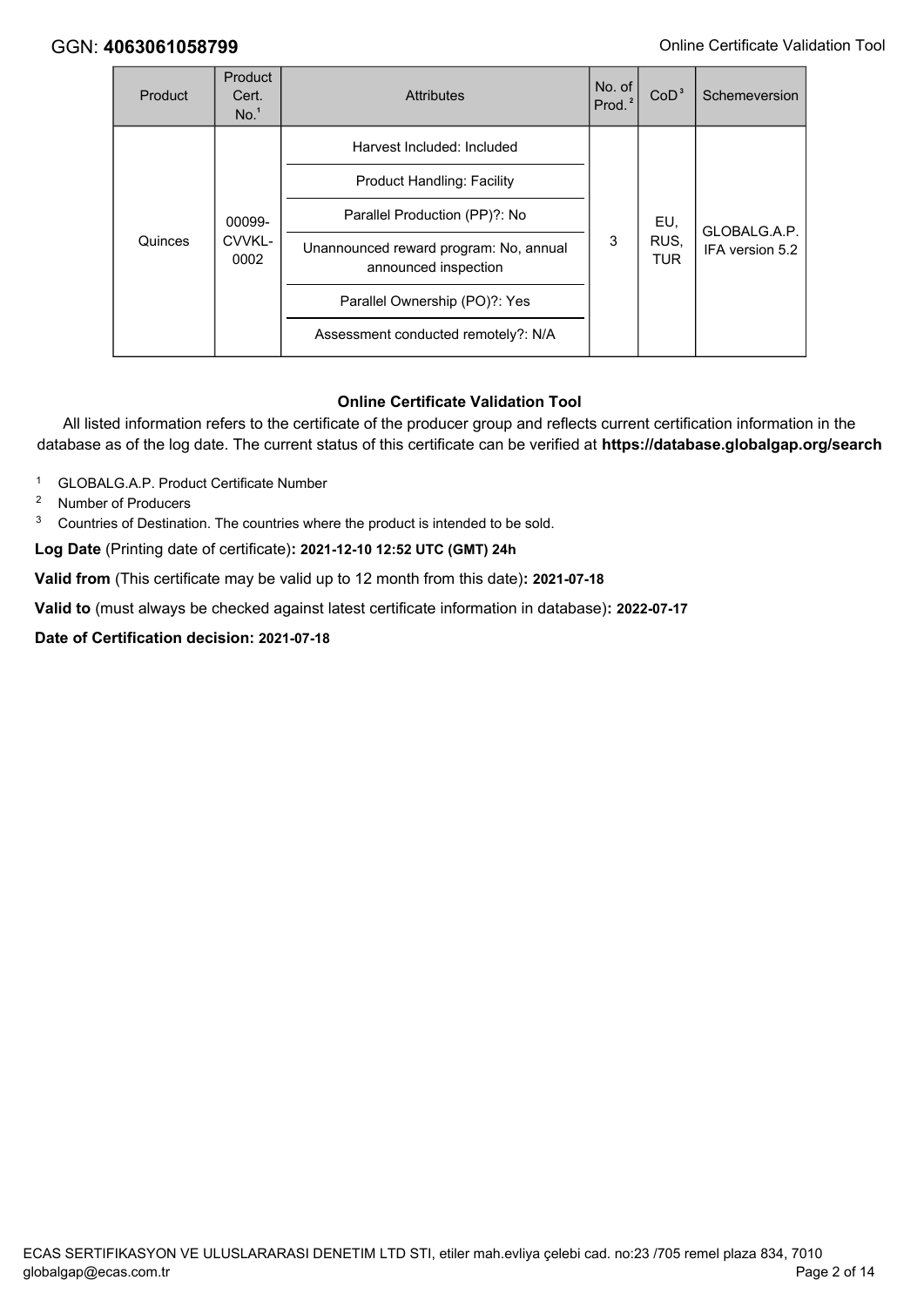| Product | Product Cert. No.[1] | Attributes | No. of Prod.[2] | CoD[3] | Schemeversion |
| --- | --- | --- | --- | --- | --- |
| Quinces | 00099-CVVKL-0002 | Harvest Included: Included<br>Product Handling: Facility<br>Parallel Production (PP)?: No<br>Unannounced reward program: No, annual announced inspection<br>Parallel Ownership (PO)?: Yes<br>Assessment conducted remotely?: N/A | 3 | EU, RUS, TUR | GLOBALG.A.P. IFA version 5.2 |

**Online Certificate Validation Tool**

All listed information refers to the certificate of the producer group and reflects current certification information in the database as of the log date. The current status of this certificate can be verified at **https://database.globalgap.org/search**

[1] GLOBALG.A.P. Product Certificate Number

[2] Number of Producers

[3] Countries of Destination. The countries where the product is intended to be sold.

**Log Date** (Printing date of certificate)**: 2021-12-10 12:52 UTC (GMT) 24h**

**Valid from** (This certificate may be valid up to 12 month from this date)**: 2021-07-18**

**Valid to** (must always be checked against latest certificate information in database)**: 2022-07-17**

**Date of Certification decision: 2021-07-18**

ECAS SERTIFIKASYON VE ULUSLARARASI DENETIM LTD STI, etiler mah.evliya çelebi cad. no:23 /705 remel plaza 834, 7010
globalgap@ecas.com.tr